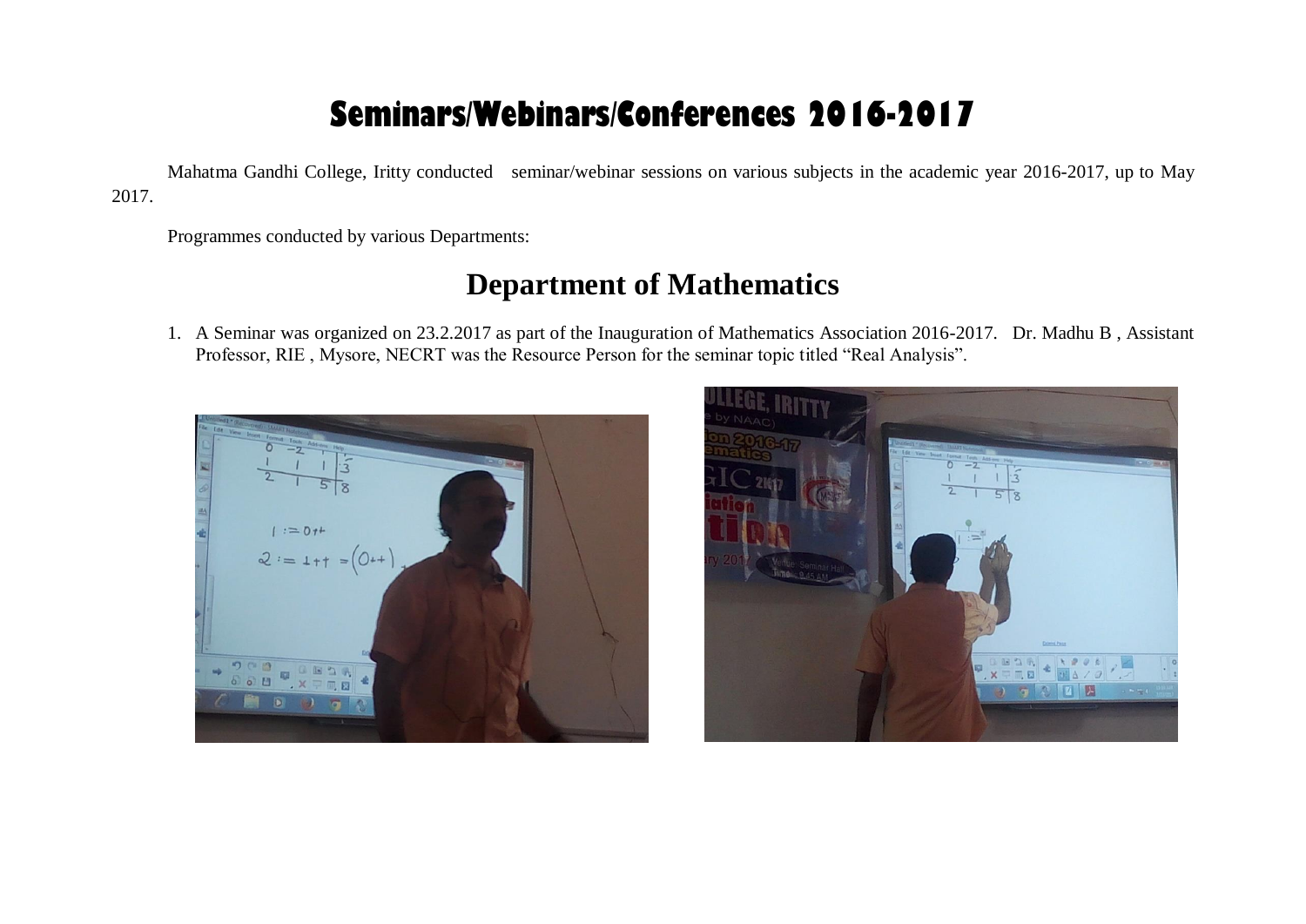# Seminars/Webinars/Conferences 2016-2017

Mahatma Gandhi College, Iritty conducted seminar/webinar sessions on various subjects in the academic year 2016-2017, up to May 2017.

Programmes conducted by various Departments:

## Department of Mathematics

1. A Seminar was organized on 23.2.2017 as part of the Inauguration of Mathematics Association 2016-2017. Dr. Madhu B , Assistant Professor, RIE , Mysore, NECRT was the Resource Person for the seminar topic titled "Real Analysis".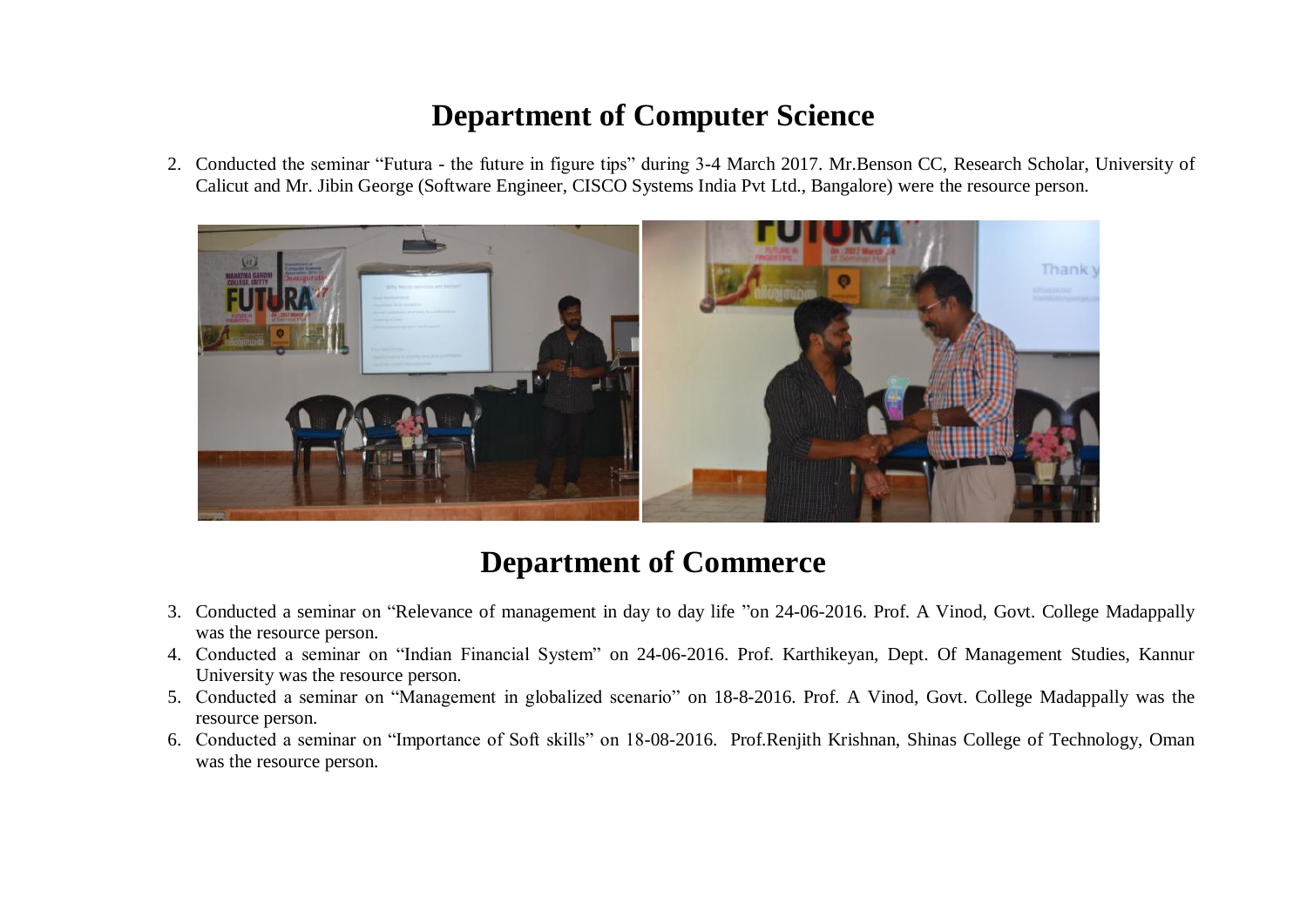## Department of Computer Science

2. Conducted the seminar "Futura - the future in figure tips" during 3-4 March 2017. Mr.Benson CC, Research Scholar, University of Calicut and Mr. Jibin George (Software Engineer, CISCO Systems India Pvt Ltd., Bangalore) were the resource person.

## Department of Commerce

3. Conducted a seminar on "Relevance of management in day to day life "on 24-06-2016. Prof. A Vinod, Govt. College Madappally was the resource person.
4. Conducted a seminar on "Indian Financial System" on 24-06-2016. Prof. Karthikeyan, Dept. Of Management Studies, Kannur University was the resource person.
5. Conducted a seminar on "Management in globalized scenario" on 18-8-2016. Prof. A Vinod, Govt. College Madappally was the resource person.
6. Conducted a seminar on "Importance of Soft skills" on 18-08-2016. Prof.Renjith Krishnan, Shinas College of Technology, Oman was the resource person.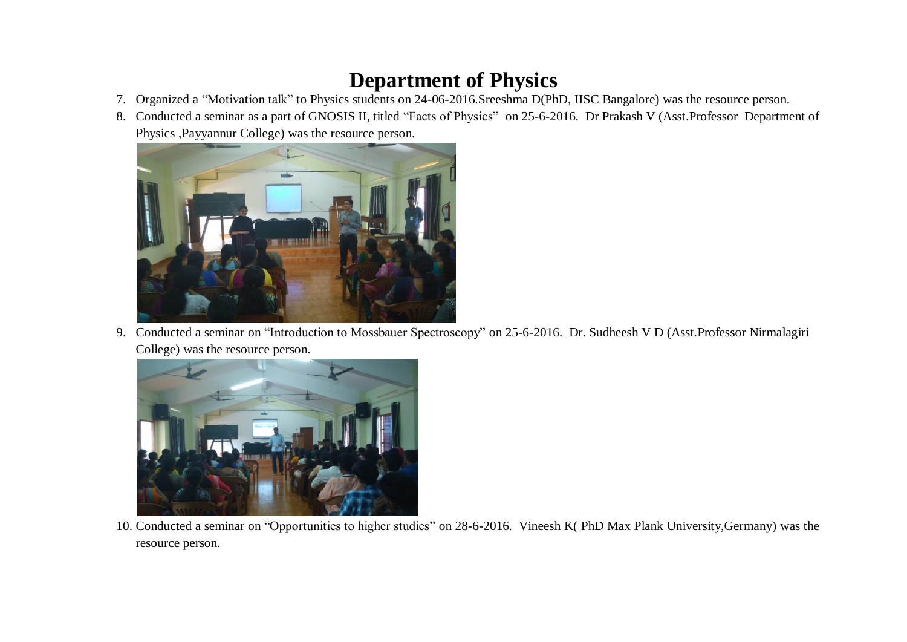# Department of Physics

7. Organized a "Motivation talk" to Physics students on 24-06-2016.Sreeshma D(PhD, IISC Bangalore) was the resource person.
8. Conducted a seminar as a part of GNOSIS II, titled "Facts of Physics" on 25-6-2016. Dr Prakash V (Asst.Professor Department of Physics ,Payyannur College) was the resource person.
9. Conducted a seminar on "Introduction to Mossbauer Spectroscopy" on 25-6-2016. Dr. Sudheesh V D (Asst.Professor Nirmalagiri College) was the resource person.
10. Conducted a seminar on "Opportunities to higher studies" on 28-6-2016. Vineesh K( PhD Max Plank University,Germany) was the resource person.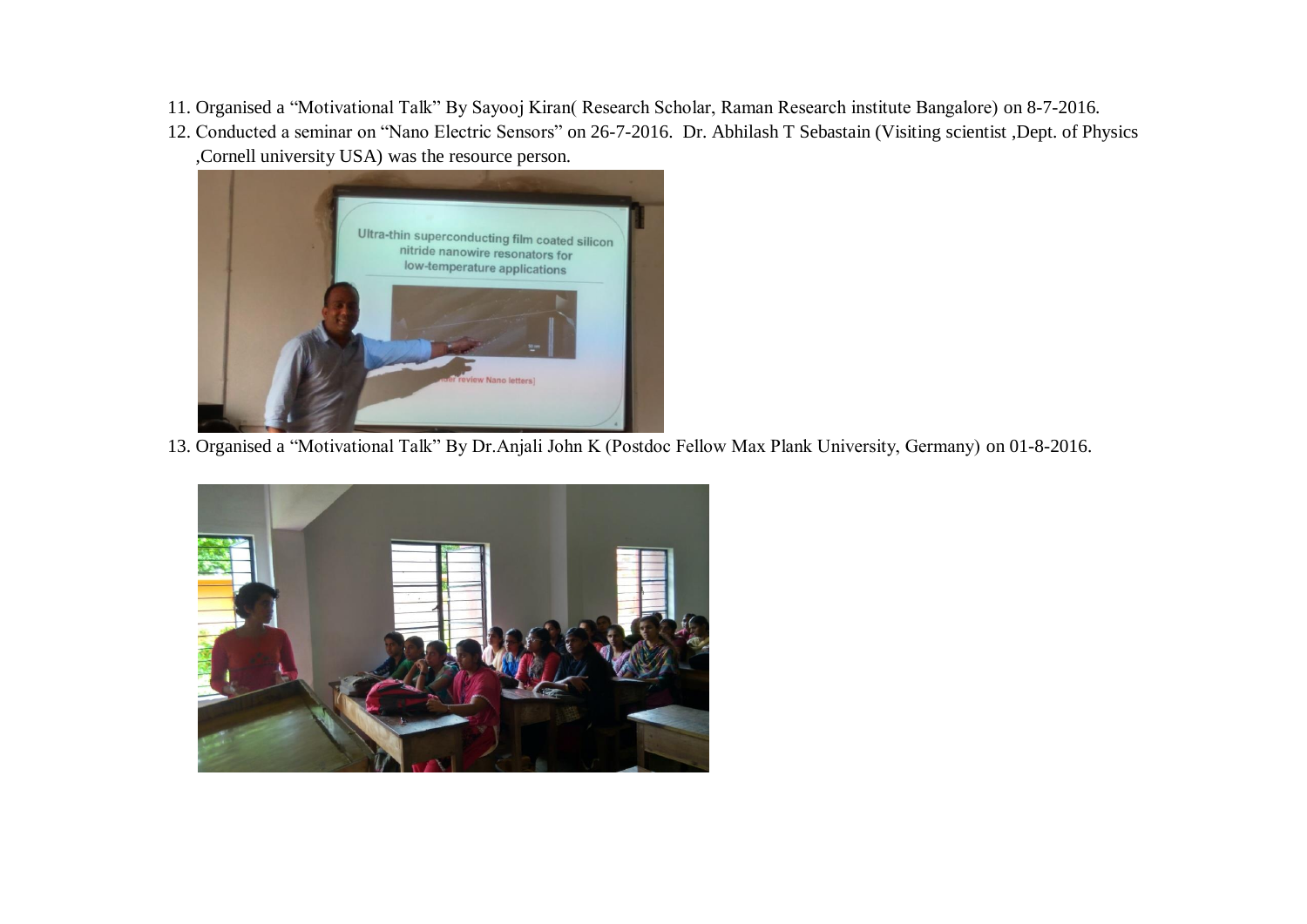11. Organised a "Motivational Talk" By Sayooj Kiran( Research Scholar, Raman Research institute Bangalore) on 8-7-2016.
12. Conducted a seminar on "Nano Electric Sensors" on 26-7-2016. Dr. Abhilash T Sebastain (Visiting scientist ,Dept. of Physics ,Cornell university USA) was the resource person.
13. Organised a "Motivational Talk" By Dr.Anjali John K (Postdoc Fellow Max Plank University, Germany) on 01-8-2016.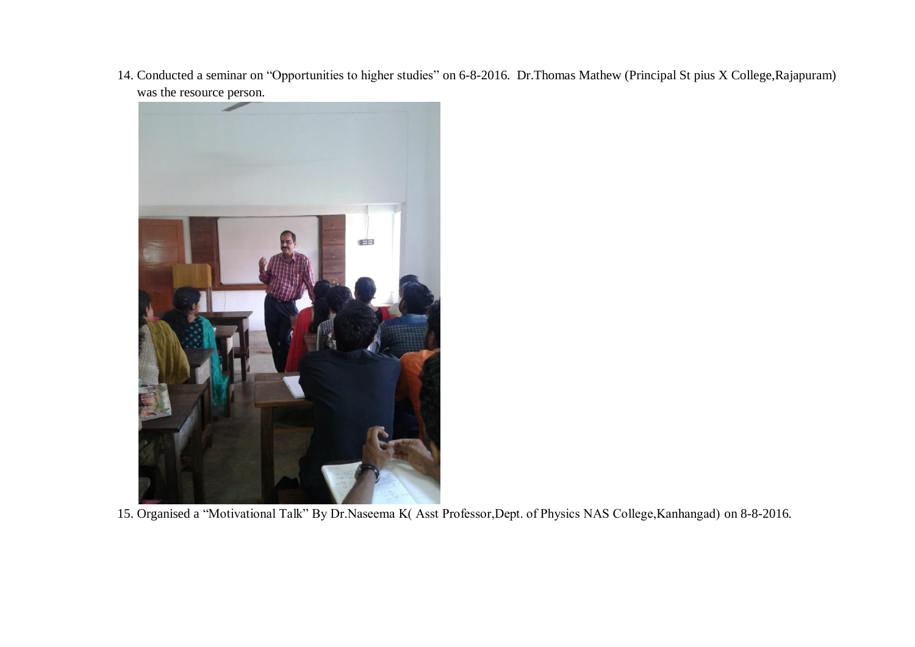14. Conducted a seminar on "Opportunities to higher studies" on 6-8-2016. Dr.Thomas Mathew (Principal St pius X College,Rajapuram) was the resource person.

15. Organised a "Motivational Talk" By Dr.Naseema K( Asst Professor,Dept. of Physics NAS College,Kanhangad) on 8-8-2016.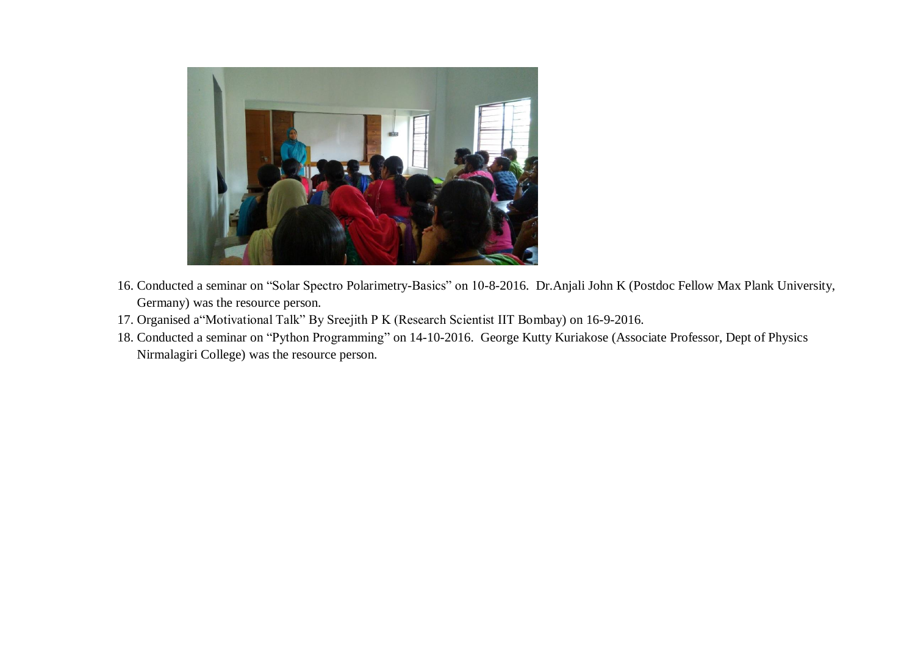16. Conducted a seminar on “Solar Spectro Polarimetry-Basics” on 10-8-2016. Dr.Anjali John K (Postdoc Fellow Max Plank University, Germany) was the resource person.
17. Organised a“Motivational Talk” By Sreejith P K (Research Scientist IIT Bombay) on 16-9-2016.
18. Conducted a seminar on “Python Programming” on 14-10-2016. George Kutty Kuriakose (Associate Professor, Dept of Physics Nirmalagiri College) was the resource person.